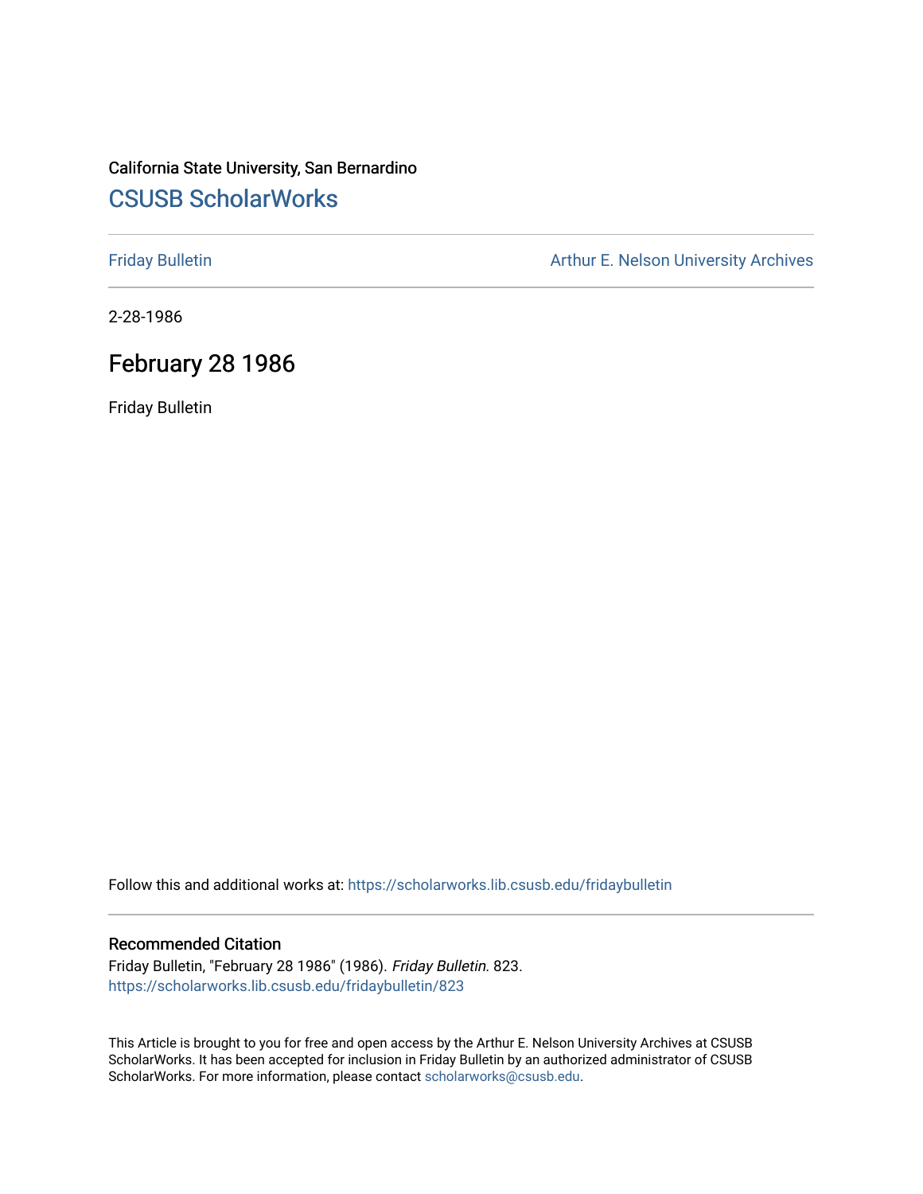California State University, San Bernardino

## CSUSB ScholarWorks

Friday Bulletin

Arthur E. Nelson University Archives

2-28-1986

# February 28 1986

Friday Bulletin

Follow this and additional works at: https://scholarworks.lib.csusb.edu/fridaybulletin

### Recommended Citation

Friday Bulletin, "February 28 1986" (1986). *Friday Bulletin*. 823.
https://scholarworks.lib.csusb.edu/fridaybulletin/823

This Article is brought to you for free and open access by the Arthur E. Nelson University Archives at CSUSB ScholarWorks. It has been accepted for inclusion in Friday Bulletin by an authorized administrator of CSUSB ScholarWorks. For more information, please contact scholarworks@csusb.edu.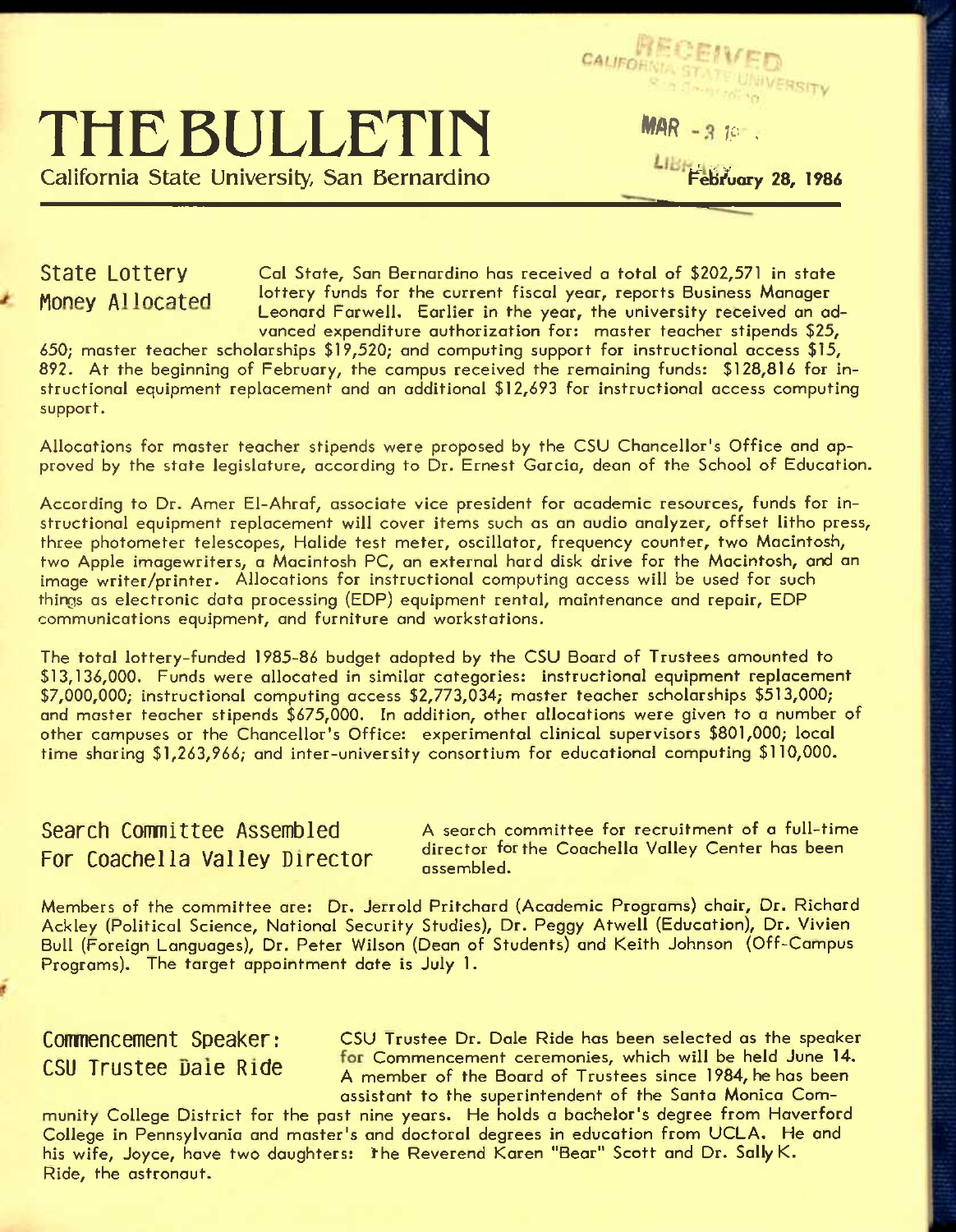# THE BULLETIN

California State University, San Bernardino

February 28, 1986

## State Lottery Money Allocated

Cal State, San Bernardino has received a total of $202,571 in state lottery funds for the current fiscal year, reports Business Manager Leonard Farwell. Earlier in the year, the university received an advanced expenditure authorization for: master teacher stipends $25,650; master teacher scholarships $19,520; and computing support for instructional access $15,892. At the beginning of February, the campus received the remaining funds: $128,816 for instructional equipment replacement and an additional $12,693 for instructional access computing support.

Allocations for master teacher stipends were proposed by the CSU Chancellor's Office and approved by the state legislature, according to Dr. Ernest Garcia, dean of the School of Education.

According to Dr. Amer El-Ahraf, associate vice president for academic resources, funds for instructional equipment replacement will cover items such as an audio analyzer, offset litho press, three photometer telescopes, Halide test meter, oscillator, frequency counter, two Macintosh, two Apple imagewriters, a Macintosh PC, an external hard disk drive for the Macintosh, and an image writer/printer. Allocations for instructional computing access will be used for such things as electronic data processing (EDP) equipment rental, maintenance and repair, EDP communications equipment, and furniture and workstations.

The total lottery-funded 1985-86 budget adopted by the CSU Board of Trustees amounted to $13,136,000. Funds were allocated in similar categories: instructional equipment replacement $7,000,000; instructional computing access $2,773,034; master teacher scholarships $513,000; and master teacher stipends $675,000. In addition, other allocations were given to a number of other campuses or the Chancellor's Office: experimental clinical supervisors $801,000; local time sharing $1,263,966; and inter-university consortium for educational computing $110,000.

## Search Committee Assembled For Coachella Valley Director

A search committee for recruitment of a full-time director for the Coachella Valley Center has been assembled.

Members of the committee are: Dr. Jerrold Pritchard (Academic Programs) chair, Dr. Richard Ackley (Political Science, National Security Studies), Dr. Peggy Atwell (Education), Dr. Vivien Bull (Foreign Languages), Dr. Peter Wilson (Dean of Students) and Keith Johnson (Off-Campus Programs). The target appointment date is July 1.

## Commencement Speaker: CSU Trustee Dale Ride

CSU Trustee Dr. Dale Ride has been selected as the speaker for Commencement ceremonies, which will be held June 14. A member of the Board of Trustees since 1984, he has been assistant to the superintendent of the Santa Monica Community College District for the past nine years. He holds a bachelor's degree from Haverford College in Pennsylvania and master's and doctoral degrees in education from UCLA. He and his wife, Joyce, have two daughters: the Reverend Karen "Bear" Scott and Dr. Sally K. Ride, the astronaut.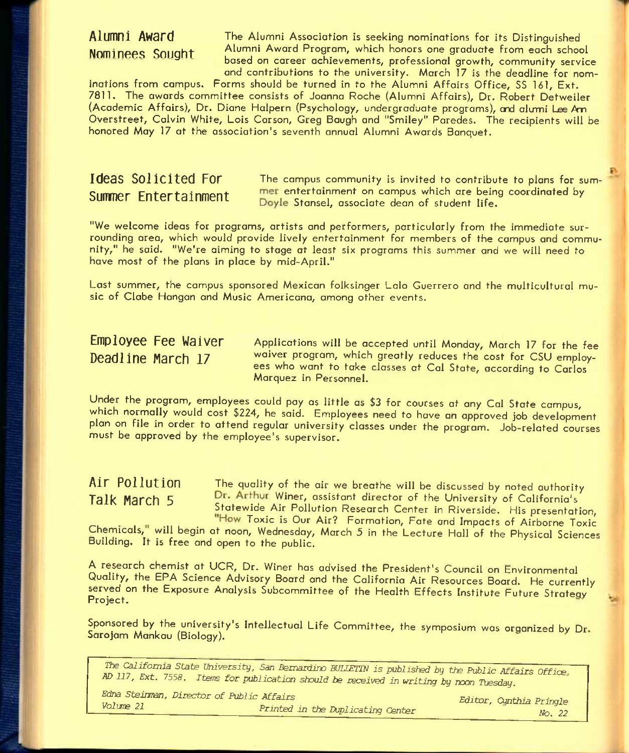## Alumni Award Nominees Sought

The Alumni Association is seeking nominations for its Distinguished Alumni Award Program, which honors one graduate from each school based on career achievements, professional growth, community service and contributions to the university. March 17 is the deadline for nominations from campus. Forms should be turned in to the Alumni Affairs Office, SS 161, Ext. 7811. The awards committee consists of Joanna Roche (Alumni Affairs), Dr. Robert Detweiler (Academic Affairs), Dr. Diane Halpern (Psychology, undergraduate programs), and alumni Lee Ann Overstreet, Calvin White, Lois Carson, Greg Baugh and "Smiley" Paredes. The recipients will be honored May 17 at the association's seventh annual Alumni Awards Banquet.

## Ideas Solicited For Summer Entertainment

The campus community is invited to contribute to plans for summer entertainment on campus which are being coordinated by Doyle Stansel, associate dean of student life.

"We welcome ideas for programs, artists and performers, particularly from the immediate surrounding area, which would provide lively entertainment for members of the campus and community," he said. "We're aiming to stage at least six programs this summer and we will need to have most of the plans in place by mid-April."

Last summer, the campus sponsored Mexican folksinger Lalo Guerrero and the multicultural music of Clabe Hangan and Music Americana, among other events.

## Employee Fee Waiver Deadline March 17

Applications will be accepted until Monday, March 17 for the fee waiver program, which greatly reduces the cost for CSU employees who want to take classes at Cal State, according to Carlos Marquez in Personnel.

Under the program, employees could pay as little as $3 for courses at any Cal State campus, which normally would cost $224, he said. Employees need to have an approved job development plan on file in order to attend regular university classes under the program. Job-related courses must be approved by the employee's supervisor.

## Air Pollution Talk March 5

The quality of the air we breathe will be discussed by noted authority Dr. Arthur Winer, assistant director of the University of California's Statewide Air Pollution Research Center in Riverside. His presentation, "How Toxic is Our Air? Formation, Fate and Impacts of Airborne Toxic Chemicals," will begin at noon, Wednesday, March 5 in the Lecture Hall of the Physical Sciences Building. It is free and open to the public.

A research chemist at UCR, Dr. Winer has advised the President's Council on Environmental Quality, the EPA Science Advisory Board and the California Air Resources Board. He currently served on the Exposure Analysis Subcommittee of the Health Effects Institute Future Strategy Project.

Sponsored by the university's Intellectual Life Committee, the symposium was organized by Dr. Sarojam Mankau (Biology).

---

*The California State University, San Bernardino BULLETIN is published by the Public Affairs Office, AD 117, Ext. 7558. Items for publication should be received in writing by noon Tuesday.*

*Edna Steinman, Director of Public Affairs* — *Editor, Cynthia Pringle*

*Volume 21* — *Printed in the Duplicating Center* — *No. 22*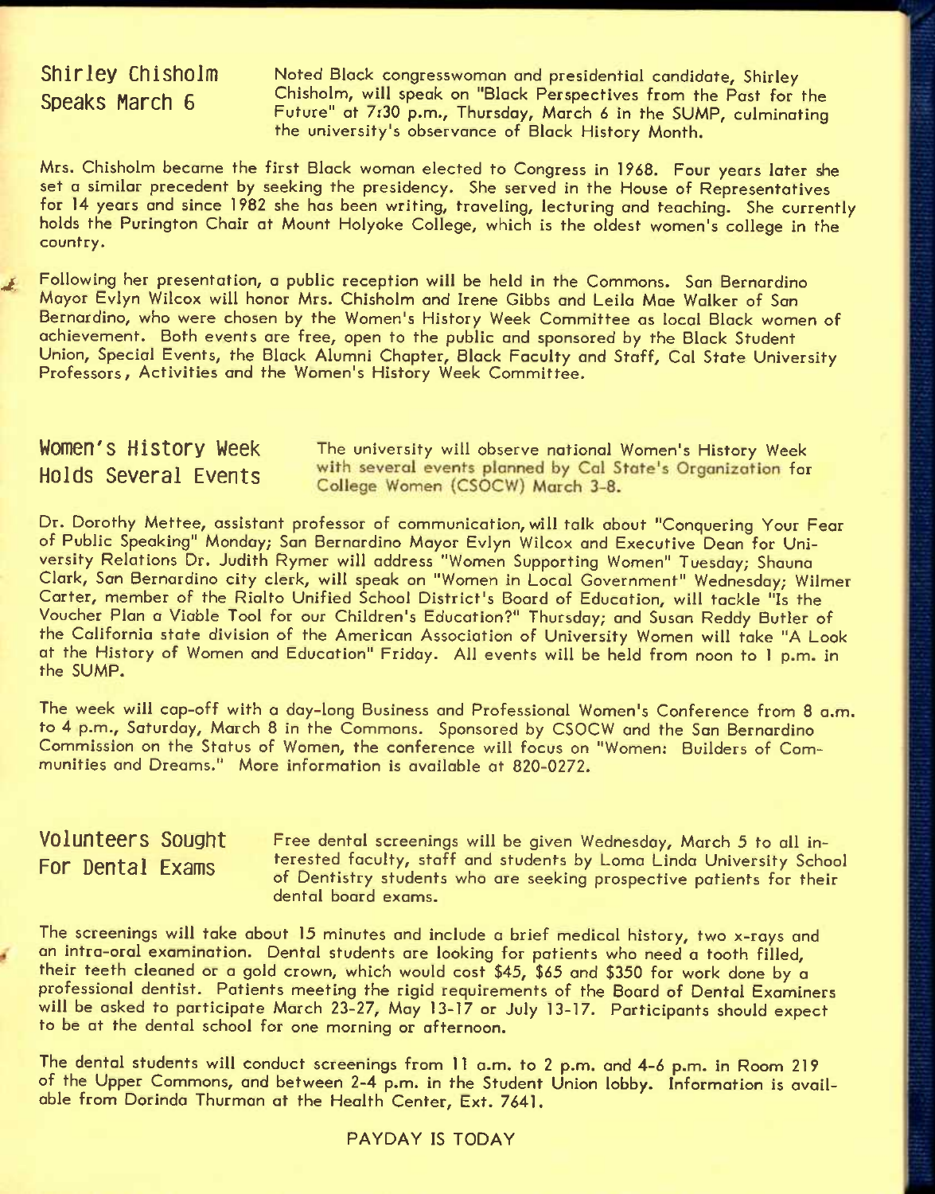## Shirley Chisholm Speaks March 6

Noted Black congresswoman and presidential candidate, Shirley Chisholm, will speak on "Black Perspectives from the Past for the Future" at 7:30 p.m., Thursday, March 6 in the SUMP, culminating the university's observance of Black History Month.

Mrs. Chisholm became the first Black woman elected to Congress in 1968. Four years later she set a similar precedent by seeking the presidency. She served in the House of Representatives for 14 years and since 1982 she has been writing, traveling, lecturing and teaching. She currently holds the Purington Chair at Mount Holyoke College, which is the oldest women's college in the country.

Following her presentation, a public reception will be held in the Commons. San Bernardino Mayor Evlyn Wilcox will honor Mrs. Chisholm and Irene Gibbs and Leila Mae Walker of San Bernardino, who were chosen by the Women's History Week Committee as local Black women of achievement. Both events are free, open to the public and sponsored by the Black Student Union, Special Events, the Black Alumni Chapter, Black Faculty and Staff, Cal State University Professors, Activities and the Women's History Week Committee.

## Women's History Week Holds Several Events

The university will observe national Women's History Week with several events planned by Cal State's Organization for College Women (CSOCW) March 3-8.

Dr. Dorothy Mettee, assistant professor of communication, will talk about "Conquering Your Fear of Public Speaking" Monday; San Bernardino Mayor Evlyn Wilcox and Executive Dean for University Relations Dr. Judith Rymer will address "Women Supporting Women" Tuesday; Shauna Clark, San Bernardino city clerk, will speak on "Women in Local Government" Wednesday; Wilmer Carter, member of the Rialto Unified School District's Board of Education, will tackle "Is the Voucher Plan a Viable Tool for our Children's Education?" Thursday; and Susan Reddy Butler of the California state division of the American Association of University Women will take "A Look at the History of Women and Education" Friday. All events will be held from noon to 1 p.m. in the SUMP.

The week will cap-off with a day-long Business and Professional Women's Conference from 8 a.m. to 4 p.m., Saturday, March 8 in the Commons. Sponsored by CSOCW and the San Bernardino Commission on the Status of Women, the conference will focus on "Women: Builders of Communities and Dreams." More information is available at 820-0272.

## Volunteers Sought For Dental Exams

Free dental screenings will be given Wednesday, March 5 to all interested faculty, staff and students by Loma Linda University School of Dentistry students who are seeking prospective patients for their dental board exams.

The screenings will take about 15 minutes and include a brief medical history, two x-rays and an intra-oral examination. Dental students are looking for patients who need a tooth filled, their teeth cleaned or a gold crown, which would cost $45, $65 and $350 for work done by a professional dentist. Patients meeting the rigid requirements of the Board of Dental Examiners will be asked to participate March 23-27, May 13-17 or July 13-17. Participants should expect to be at the dental school for one morning or afternoon.

The dental students will conduct screenings from 11 a.m. to 2 p.m. and 4-6 p.m. in Room 219 of the Upper Commons, and between 2-4 p.m. in the Student Union lobby. Information is available from Dorinda Thurman at the Health Center, Ext. 7641.

PAYDAY IS TODAY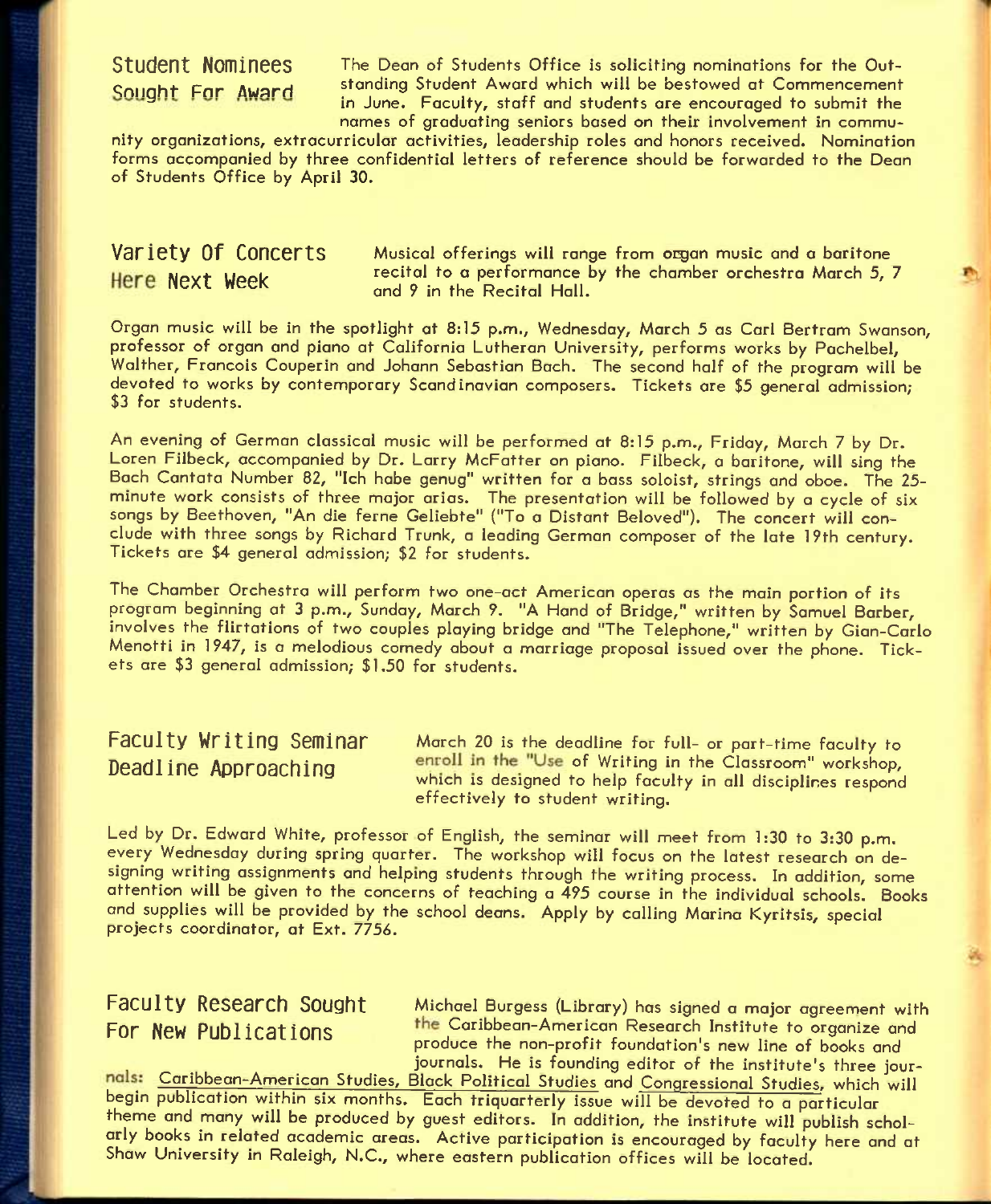## Student Nominees Sought For Award

The Dean of Students Office is soliciting nominations for the Outstanding Student Award which will be bestowed at Commencement in June. Faculty, staff and students are encouraged to submit the names of graduating seniors based on their involvement in community organizations, extracurricular activities, leadership roles and honors received. Nomination forms accompanied by three confidential letters of reference should be forwarded to the Dean of Students Office by April 30.

## Variety Of Concerts Here Next Week

Musical offerings will range from organ music and a baritone recital to a performance by the chamber orchestra March 5, 7 and 9 in the Recital Hall.

Organ music will be in the spotlight at 8:15 p.m., Wednesday, March 5 as Carl Bertram Swanson, professor of organ and piano at California Lutheran University, performs works by Pachelbel, Walther, Francois Couperin and Johann Sebastian Bach. The second half of the program will be devoted to works by contemporary Scandinavian composers. Tickets are $5 general admission; $3 for students.

An evening of German classical music will be performed at 8:15 p.m., Friday, March 7 by Dr. Loren Filbeck, accompanied by Dr. Larry McFatter on piano. Filbeck, a baritone, will sing the Bach Cantata Number 82, "Ich habe genug" written for a bass soloist, strings and oboe. The 25-minute work consists of three major arias. The presentation will be followed by a cycle of six songs by Beethoven, "An die ferne Geliebte" ("To a Distant Beloved"). The concert will conclude with three songs by Richard Trunk, a leading German composer of the late 19th century. Tickets are $4 general admission; $2 for students.

The Chamber Orchestra will perform two one-act American operas as the main portion of its program beginning at 3 p.m., Sunday, March 9. "A Hand of Bridge," written by Samuel Barber, involves the flirtations of two couples playing bridge and "The Telephone," written by Gian-Carlo Menotti in 1947, is a melodious comedy about a marriage proposal issued over the phone. Tickets are $3 general admission; $1.50 for students.

## Faculty Writing Seminar Deadline Approaching

March 20 is the deadline for full- or part-time faculty to enroll in the "Use of Writing in the Classroom" workshop, which is designed to help faculty in all disciplines respond effectively to student writing.

Led by Dr. Edward White, professor of English, the seminar will meet from 1:30 to 3:30 p.m. every Wednesday during spring quarter. The workshop will focus on the latest research on designing writing assignments and helping students through the writing process. In addition, some attention will be given to the concerns of teaching a 495 course in the individual schools. Books and supplies will be provided by the school deans. Apply by calling Marina Kyritsis, special projects coordinator, at Ext. 7756.

## Faculty Research Sought For New Publications

Michael Burgess (Library) has signed a major agreement with the Caribbean-American Research Institute to organize and produce the non-profit foundation's new line of books and journals. He is founding editor of the institute's three journals: Caribbean-American Studies, Black Political Studies and Congressional Studies, which will begin publication within six months. Each triquarterly issue will be devoted to a particular theme and many will be produced by guest editors. In addition, the institute will publish scholarly books in related academic areas. Active participation is encouraged by faculty here and at Shaw University in Raleigh, N.C., where eastern publication offices will be located.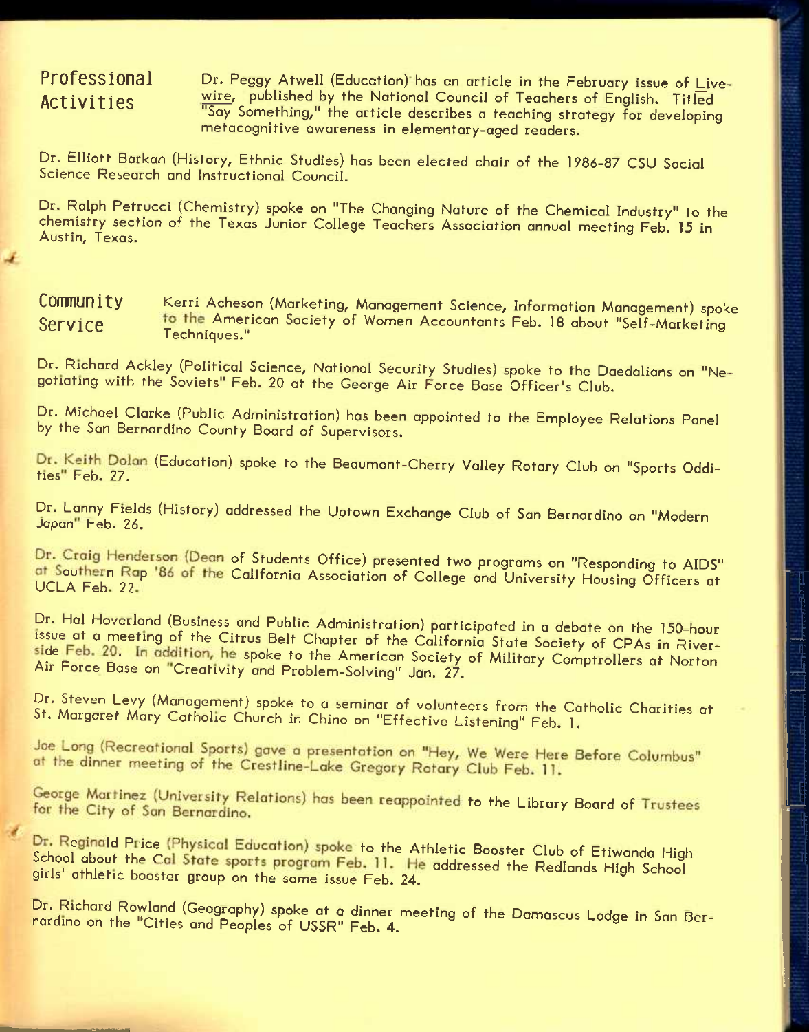## Professional Activities

Dr. Peggy Atwell (Education) has an article in the February issue of Livewire, published by the National Council of Teachers of English. Titled "Say Something," the article describes a teaching strategy for developing metacognitive awareness in elementary-aged readers.

Dr. Elliott Barkan (History, Ethnic Studies) has been elected chair of the 1986-87 CSU Social Science Research and Instructional Council.

Dr. Ralph Petrucci (Chemistry) spoke on "The Changing Nature of the Chemical Industry" to the chemistry section of the Texas Junior College Teachers Association annual meeting Feb. 15 in Austin, Texas.

## Community Service

Kerri Acheson (Marketing, Management Science, Information Management) spoke to the American Society of Women Accountants Feb. 18 about "Self-Marketing Techniques."

Dr. Richard Ackley (Political Science, National Security Studies) spoke to the Daedalians on "Negotiating with the Soviets" Feb. 20 at the George Air Force Base Officer's Club.

Dr. Michael Clarke (Public Administration) has been appointed to the Employee Relations Panel by the San Bernardino County Board of Supervisors.

Dr. Keith Dolan (Education) spoke to the Beaumont-Cherry Valley Rotary Club on "Sports Oddities" Feb. 27.

Dr. Lanny Fields (History) addressed the Uptown Exchange Club of San Bernardino on "Modern Japan" Feb. 26.

Dr. Craig Henderson (Dean of Students Office) presented two programs on "Responding to AIDS" at Southern Rap '86 of the California Association of College and University Housing Officers at UCLA Feb. 22.

Dr. Hal Hoverland (Business and Public Administration) participated in a debate on the 150-hour issue at a meeting of the Citrus Belt Chapter of the California State Society of CPAs in Riverside Feb. 20. In addition, he spoke to the American Society of Military Comptrollers at Norton Air Force Base on "Creativity and Problem-Solving" Jan. 27.

Dr. Steven Levy (Management) spoke to a seminar of volunteers from the Catholic Charities at St. Margaret Mary Catholic Church in Chino on "Effective Listening" Feb. 1.

Joe Long (Recreational Sports) gave a presentation on "Hey, We Were Here Before Columbus" at the dinner meeting of the Crestline-Lake Gregory Rotary Club Feb. 11.

George Martinez (University Relations) has been reappointed to the Library Board of Trustees for the City of San Bernardino.

Dr. Reginald Price (Physical Education) spoke to the Athletic Booster Club of Etiwanda High School about the Cal State sports program Feb. 11. He addressed the Redlands High School girls' athletic booster group on the same issue Feb. 24.

Dr. Richard Rowland (Geography) spoke at a dinner meeting of the Damascus Lodge in San Bernardino on the "Cities and Peoples of USSR" Feb. 4.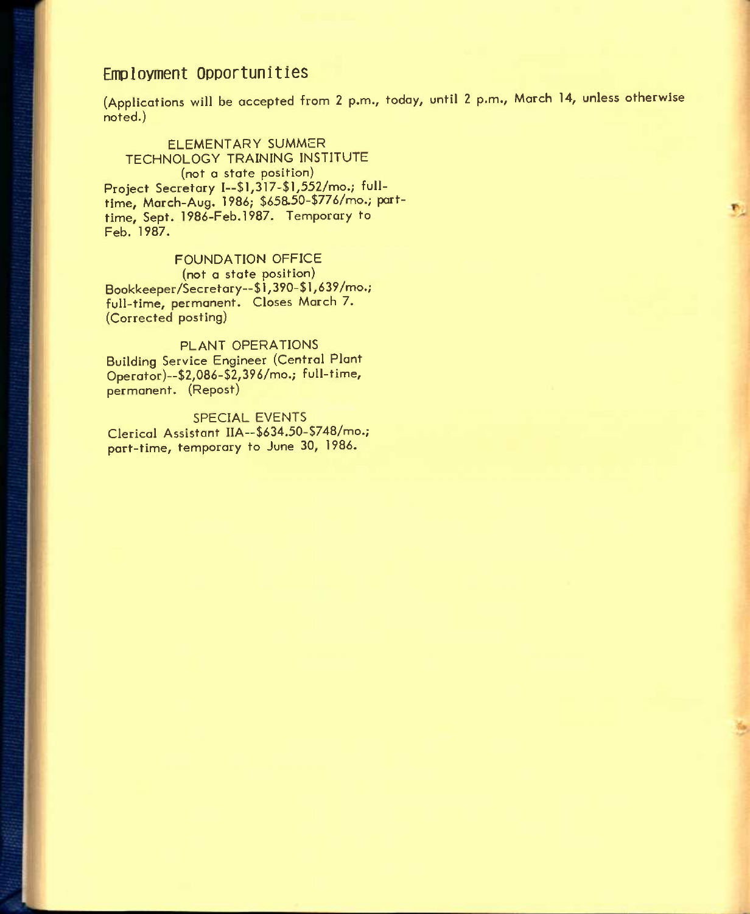## Employment Opportunities

(Applications will be accepted from 2 p.m., today, until 2 p.m., March 14, unless otherwise noted.)

ELEMENTARY SUMMER TECHNOLOGY TRAINING INSTITUTE
(not a state position)

Project Secretary I--$1,317-$1,552/mo.; full-time, March-Aug. 1986; $658.50-$776/mo.; part-time, Sept. 1986-Feb. 1987. Temporary to Feb. 1987.

FOUNDATION OFFICE
(not a state position)

Bookkeeper/Secretary--$1,390-$1,639/mo.; full-time, permanent. Closes March 7. (Corrected posting)

PLANT OPERATIONS

Building Service Engineer (Central Plant Operator)--$2,086-$2,396/mo.; full-time, permanent. (Repost)

SPECIAL EVENTS

Clerical Assistant IIA--$634.50-$748/mo.; part-time, temporary to June 30, 1986.